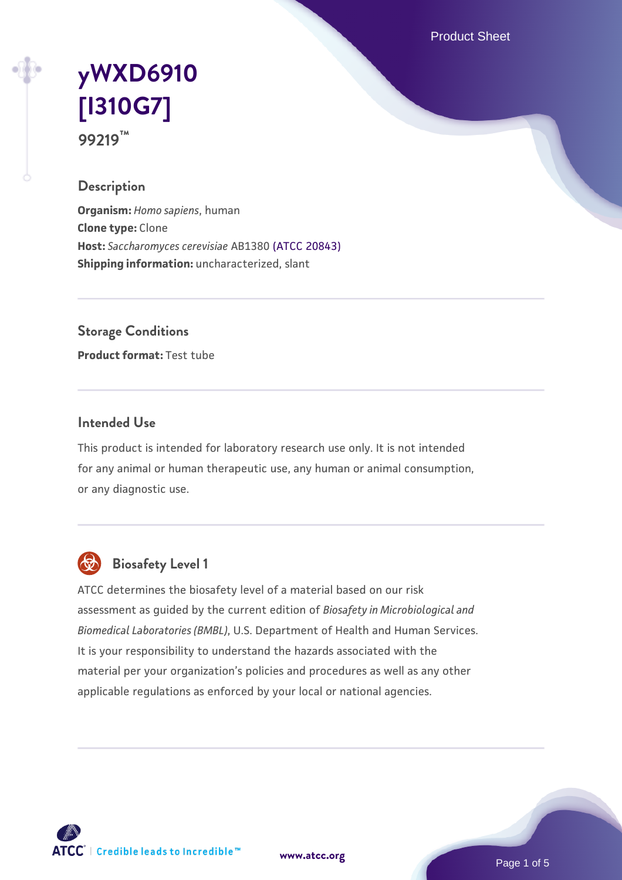# yWXD6910 [I310G7]

**99219™**

## Description

**Organism:** *Homo sapiens*, human
**Clone type:** Clone
**Host:** *Saccharomyces cerevisiae* AB1380 (ATCC 20843)
**Shipping information:** uncharacterized, slant

## Storage Conditions

**Product format:** Test tube

## Intended Use

This product is intended for laboratory research use only. It is not intended for any animal or human therapeutic use, any human or animal consumption, or any diagnostic use.

## Biosafety Level 1

ATCC determines the biosafety level of a material based on our risk assessment as guided by the current edition of *Biosafety in Microbiological and Biomedical Laboratories (BMBL)*, U.S. Department of Health and Human Services. It is your responsibility to understand the hazards associated with the material per your organization's policies and procedures as well as any other applicable regulations as enforced by your local or national agencies.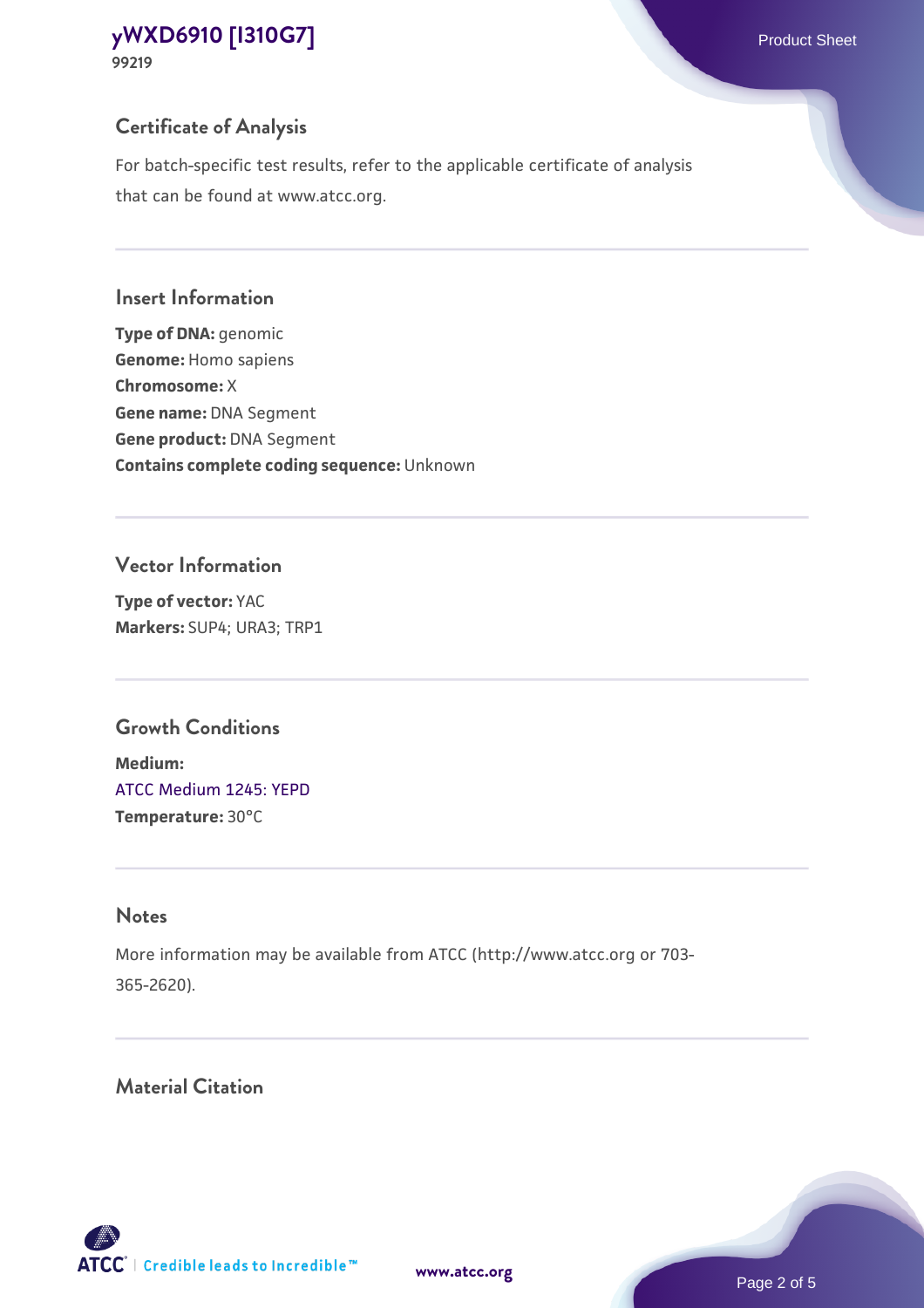## Certificate of Analysis

For batch-specific test results, refer to the applicable certificate of analysis that can be found at www.atcc.org.

## Insert Information

**Type of DNA:** genomic
**Genome:** Homo sapiens
**Chromosome:** X
**Gene name:** DNA Segment
**Gene product:** DNA Segment
**Contains complete coding sequence:** Unknown

## Vector Information

**Type of vector:** YAC
**Markers:** SUP4; URA3; TRP1

## Growth Conditions

**Medium:**
ATCC Medium 1245: YEPD
**Temperature:** 30°C

## Notes

More information may be available from ATCC (http://www.atcc.org or 703-365-2620).

## Material Citation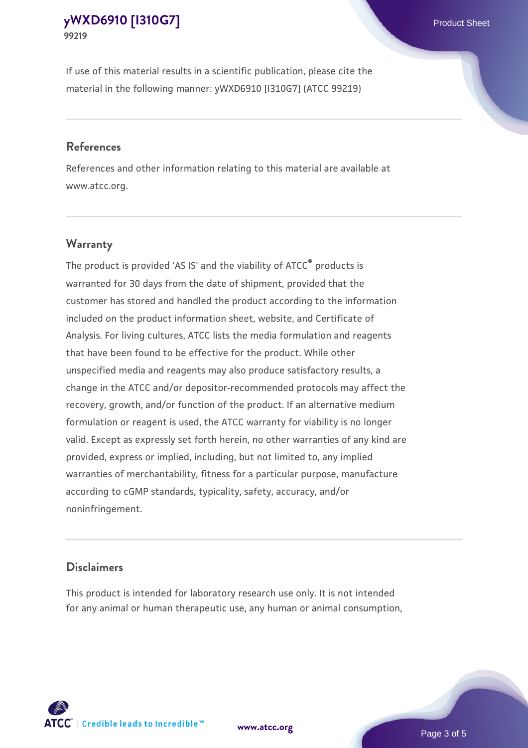If use of this material results in a scientific publication, please cite the material in the following manner: yWXD6910 [I310G7] (ATCC 99219)

## References

References and other information relating to this material are available at www.atcc.org.

## Warranty

The product is provided 'AS IS' and the viability of ATCC® products is warranted for 30 days from the date of shipment, provided that the customer has stored and handled the product according to the information included on the product information sheet, website, and Certificate of Analysis. For living cultures, ATCC lists the media formulation and reagents that have been found to be effective for the product. While other unspecified media and reagents may also produce satisfactory results, a change in the ATCC and/or depositor-recommended protocols may affect the recovery, growth, and/or function of the product. If an alternative medium formulation or reagent is used, the ATCC warranty for viability is no longer valid. Except as expressly set forth herein, no other warranties of any kind are provided, express or implied, including, but not limited to, any implied warranties of merchantability, fitness for a particular purpose, manufacture according to cGMP standards, typicality, safety, accuracy, and/or noninfringement.

## Disclaimers

This product is intended for laboratory research use only. It is not intended for any animal or human therapeutic use, any human or animal consumption,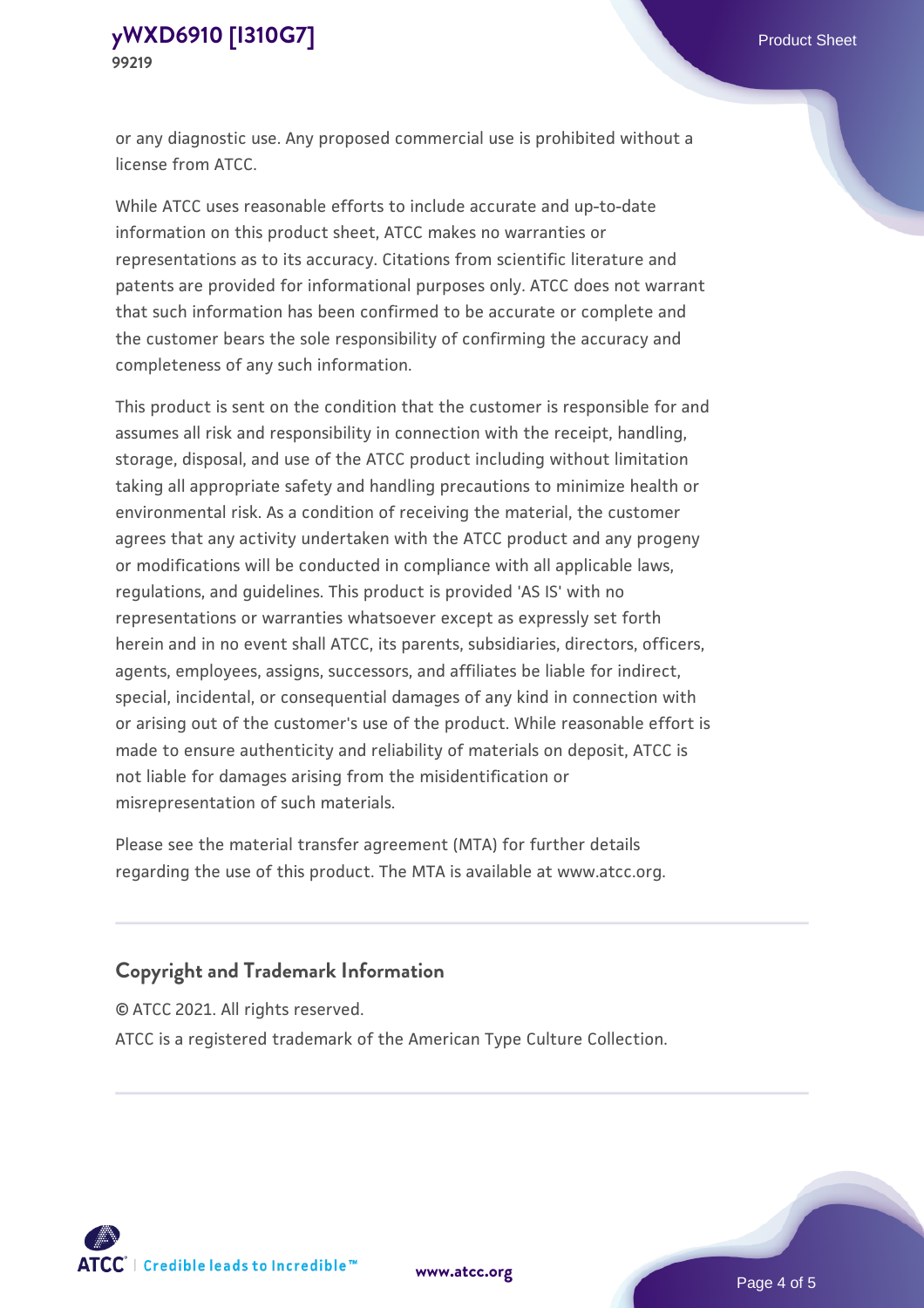or any diagnostic use. Any proposed commercial use is prohibited without a license from ATCC.

While ATCC uses reasonable efforts to include accurate and up-to-date information on this product sheet, ATCC makes no warranties or representations as to its accuracy. Citations from scientific literature and patents are provided for informational purposes only. ATCC does not warrant that such information has been confirmed to be accurate or complete and the customer bears the sole responsibility of confirming the accuracy and completeness of any such information.

This product is sent on the condition that the customer is responsible for and assumes all risk and responsibility in connection with the receipt, handling, storage, disposal, and use of the ATCC product including without limitation taking all appropriate safety and handling precautions to minimize health or environmental risk. As a condition of receiving the material, the customer agrees that any activity undertaken with the ATCC product and any progeny or modifications will be conducted in compliance with all applicable laws, regulations, and guidelines. This product is provided 'AS IS' with no representations or warranties whatsoever except as expressly set forth herein and in no event shall ATCC, its parents, subsidiaries, directors, officers, agents, employees, assigns, successors, and affiliates be liable for indirect, special, incidental, or consequential damages of any kind in connection with or arising out of the customer's use of the product. While reasonable effort is made to ensure authenticity and reliability of materials on deposit, ATCC is not liable for damages arising from the misidentification or misrepresentation of such materials.

Please see the material transfer agreement (MTA) for further details regarding the use of this product. The MTA is available at www.atcc.org.

## Copyright and Trademark Information

© ATCC 2021. All rights reserved.

ATCC is a registered trademark of the American Type Culture Collection.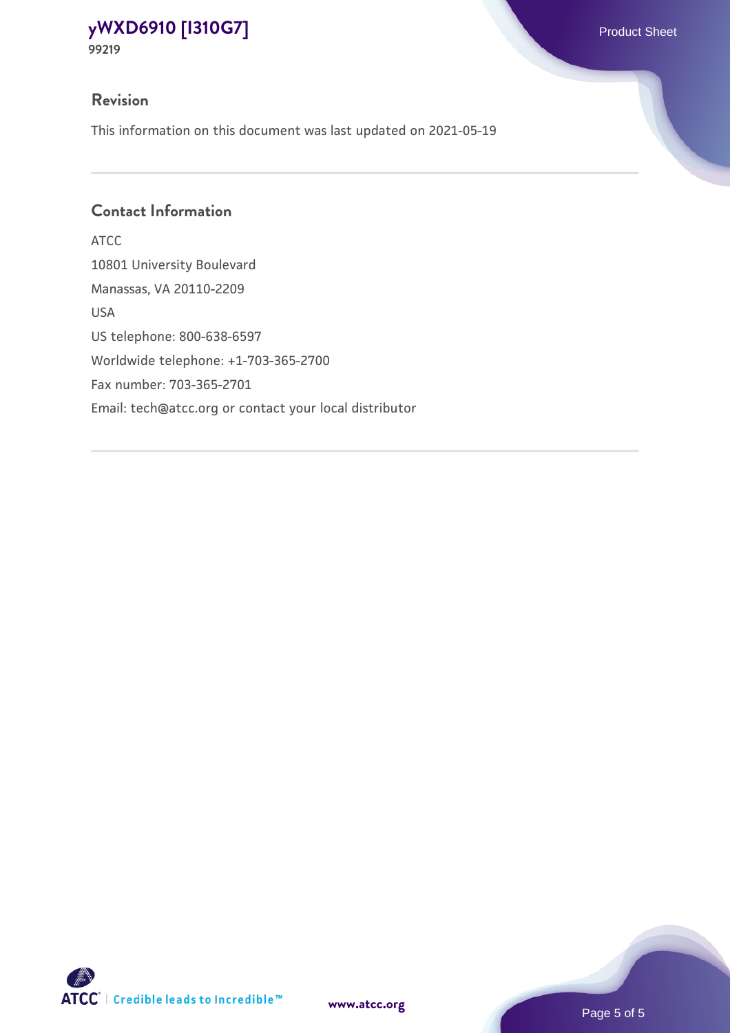## Revision

This information on this document was last updated on 2021-05-19

## Contact Information

ATCC
10801 University Boulevard
Manassas, VA 20110-2209
USA
US telephone: 800-638-6597
Worldwide telephone: +1-703-365-2700
Fax number: 703-365-2701
Email: tech@atcc.org or contact your local distributor